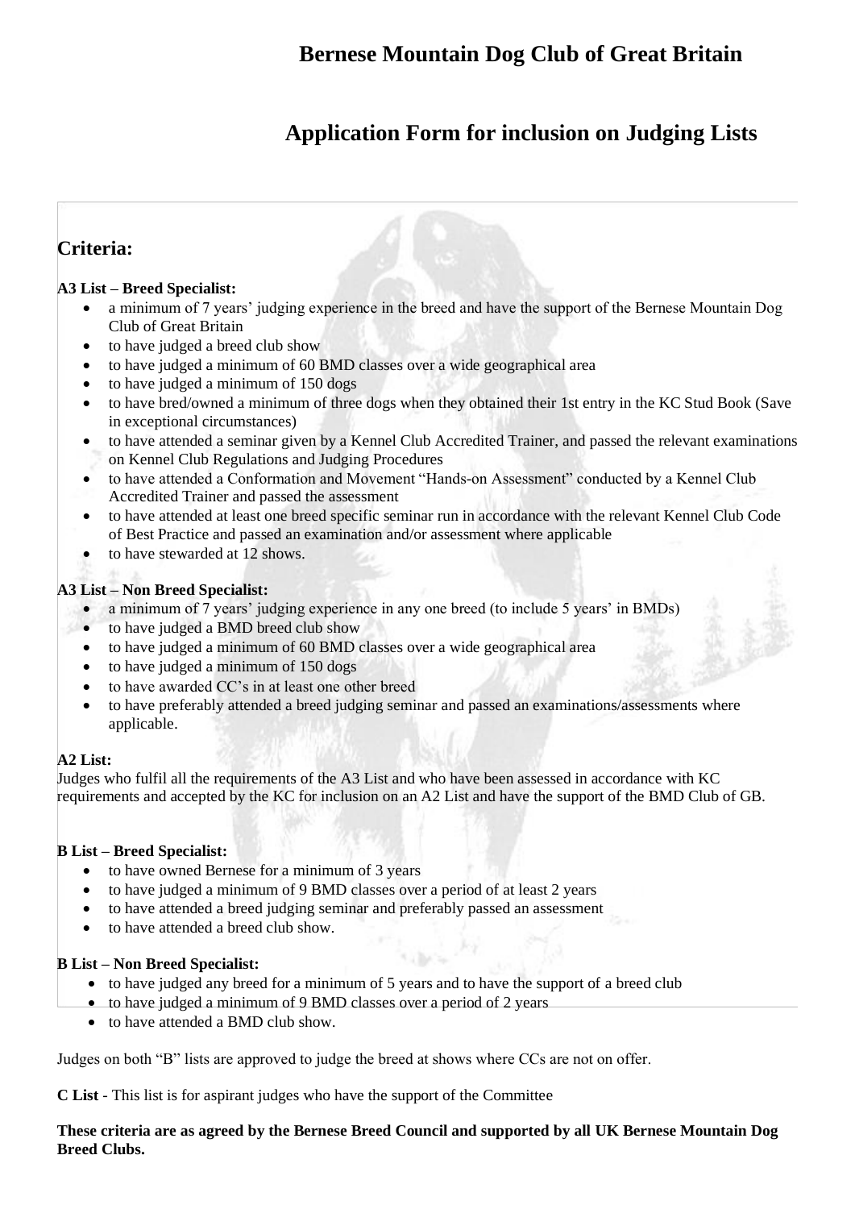# Bernese Mountain Dog Club of Great Britain

# Application Form for inclusion on Judging Lists

## Criteria:

**A3 List – Breed Specialist:**

- a minimum of 7 years' judging experience in the breed and have the support of the Bernese Mountain Dog Club of Great Britain
- to have judged a breed club show
- to have judged a minimum of 60 BMD classes over a wide geographical area
- to have judged a minimum of 150 dogs
- to have bred/owned a minimum of three dogs when they obtained their 1st entry in the KC Stud Book (Save in exceptional circumstances)
- to have attended a seminar given by a Kennel Club Accredited Trainer, and passed the relevant examinations on Kennel Club Regulations and Judging Procedures
- to have attended a Conformation and Movement "Hands-on Assessment" conducted by a Kennel Club Accredited Trainer and passed the assessment
- to have attended at least one breed specific seminar run in accordance with the relevant Kennel Club Code of Best Practice and passed an examination and/or assessment where applicable
- to have stewarded at 12 shows.

**A3 List – Non Breed Specialist:**

- a minimum of 7 years' judging experience in any one breed (to include 5 years' in BMDs)
- to have judged a BMD breed club show
- to have judged a minimum of 60 BMD classes over a wide geographical area
- to have judged a minimum of 150 dogs
- to have awarded CC's in at least one other breed
- to have preferably attended a breed judging seminar and passed an examinations/assessments where applicable.

**A2 List:**

Judges who fulfil all the requirements of the A3 List and who have been assessed in accordance with KC requirements and accepted by the KC for inclusion on an A2 List and have the support of the BMD Club of GB.

**B List – Breed Specialist:**

- to have owned Bernese for a minimum of 3 years
- to have judged a minimum of 9 BMD classes over a period of at least 2 years
- to have attended a breed judging seminar and preferably passed an assessment
- to have attended a breed club show.

**B List – Non Breed Specialist:**

- to have judged any breed for a minimum of 5 years and to have the support of a breed club
- to have judged a minimum of 9 BMD classes over a period of 2 years
- to have attended a BMD club show.

Judges on both "B" lists are approved to judge the breed at shows where CCs are not on offer.

**C List** - This list is for aspirant judges who have the support of the Committee

**These criteria are as agreed by the Bernese Breed Council and supported by all UK Bernese Mountain Dog Breed Clubs.**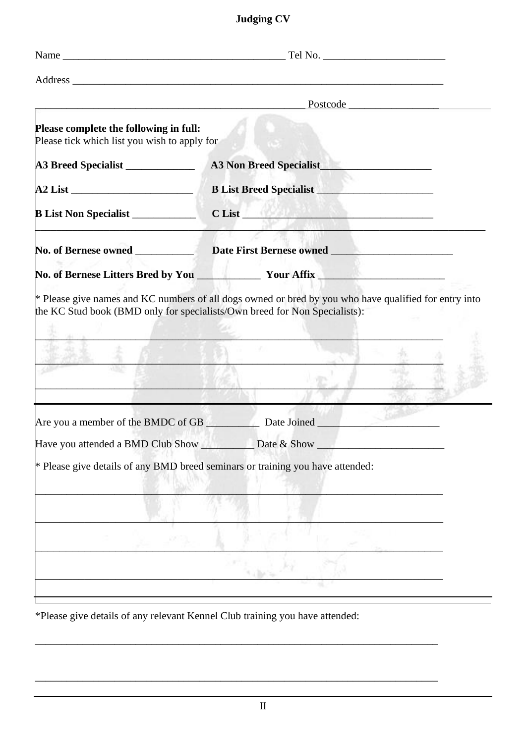# Judging CV

Name ________________________________________ Tel No. ______________________

Address ____________________________________________________________________

__________________________________________________ Postcode ________________

**Please complete the following in full:**
Please tick which list you wish to apply for

**A3 Breed Specialist** ____________ **A3 Non Breed Specialist** ____________________

**A2 List** ______________________ **B List Breed Specialist** ____________________

**B List Non Specialist** ___________ **C List** __________________________________

**No. of Bernese owned** __________ **Date First Bernese owned** ______________________

**No. of Bernese Litters Bred by You** ___________ **Your Affix** _______________________

* Please give names and KC numbers of all dogs owned or bred by you who have qualified for entry into the KC Stud book (BMD only for specialists/Own breed for Non Specialists):

____________________________________________________________________________

____________________________________________________________________________

____________________________________________________________________________

Are you a member of the BMDC of GB __________ Date Joined _______________________

Have you attended a BMD Club Show __________ Date & Show _______________________

* Please give details of any BMD breed seminars or training you have attended:

____________________________________________________________________________

____________________________________________________________________________

____________________________________________________________________________

____________________________________________________________________________

*Please give details of any relevant Kennel Club training you have attended:

____________________________________________________________________________

____________________________________________________________________________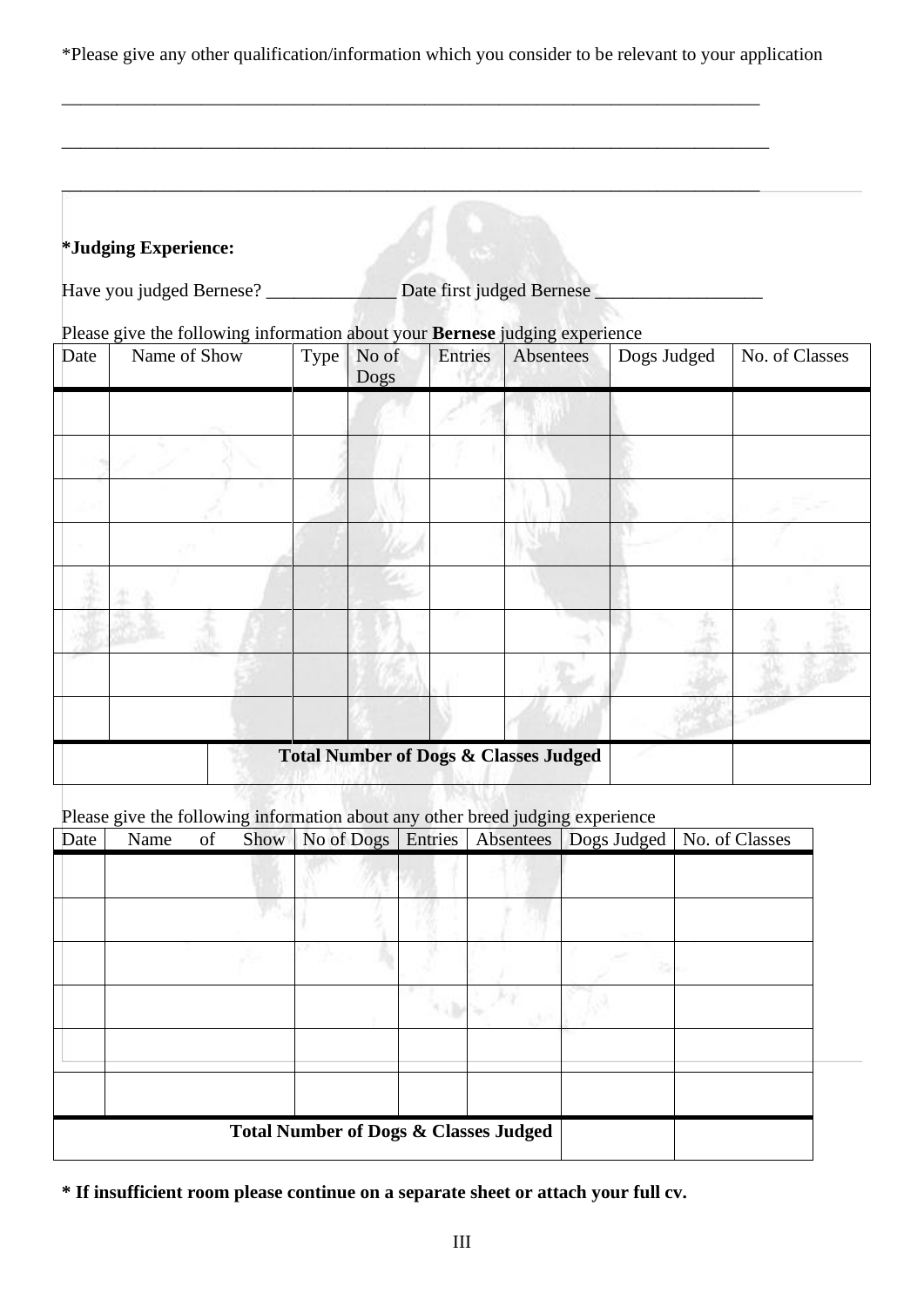*Please give any other qualification/information which you consider to be relevant to your application

\_\_\_\_\_\_\_\_\_\_\_\_\_\_\_\_\_\_\_\_\_\_\_\_\_\_\_\_\_\_\_\_\_\_\_\_\_\_\_\_\_\_\_\_\_\_\_\_\_\_\_\_\_\_\_\_\_\_\_\_\_\_\_\_\_\_\_\_\_\_\_\_

\_\_\_\_\_\_\_\_\_\_\_\_\_\_\_\_\_\_\_\_\_\_\_\_\_\_\_\_\_\_\_\_\_\_\_\_\_\_\_\_\_\_\_\_\_\_\_\_\_\_\_\_\_\_\_\_\_\_\_\_\_\_\_\_\_\_\_\_\_\_\_\_

\_\_\_\_\_\_\_\_\_\_\_\_\_\_\_\_\_\_\_\_\_\_\_\_\_\_\_\_\_\_\_\_\_\_\_\_\_\_\_\_\_\_\_\_\_\_\_\_\_\_\_\_\_\_\_\_\_\_\_\_\_\_\_\_\_\_\_\_\_\_\_\_

**\*Judging Experience:**

Have you judged Bernese? \_\_\_\_\_\_\_\_\_\_\_\_\_\_ Date first judged Bernese \_\_\_\_\_\_\_\_\_\_\_\_\_\_\_\_\_\_

Please give the following information about your **Bernese** judging experience

| Date | Name of Show | Type | No of Dogs | Entries | Absentees | Dogs Judged | No. of Classes |
|---|---|---|---|---|---|---|---|
| | | | | | | | |
| | | | | | | | |
| | | | | | | | |
| | | | | | | | |
| | | | | | | | |
| | | | | | | | |
| | | | | | | | |
| | | | | | | | |
| | | **Total Number of Dogs & Classes Judged** | | | | | |

Please give the following information about any other breed judging experience

| Date | Name of Show | No of Dogs | Entries | Absentees | Dogs Judged | No. of Classes |
|---|---|---|---|---|---|---|
| | | | | | | |
| | | | | | | |
| | | | | | | |
| | | | | | | |
| | | | | | | |
| | | | | | | |
| **Total Number of Dogs & Classes Judged** | | | | | | |

**\* If insufficient room please continue on a separate sheet or attach your full cv.**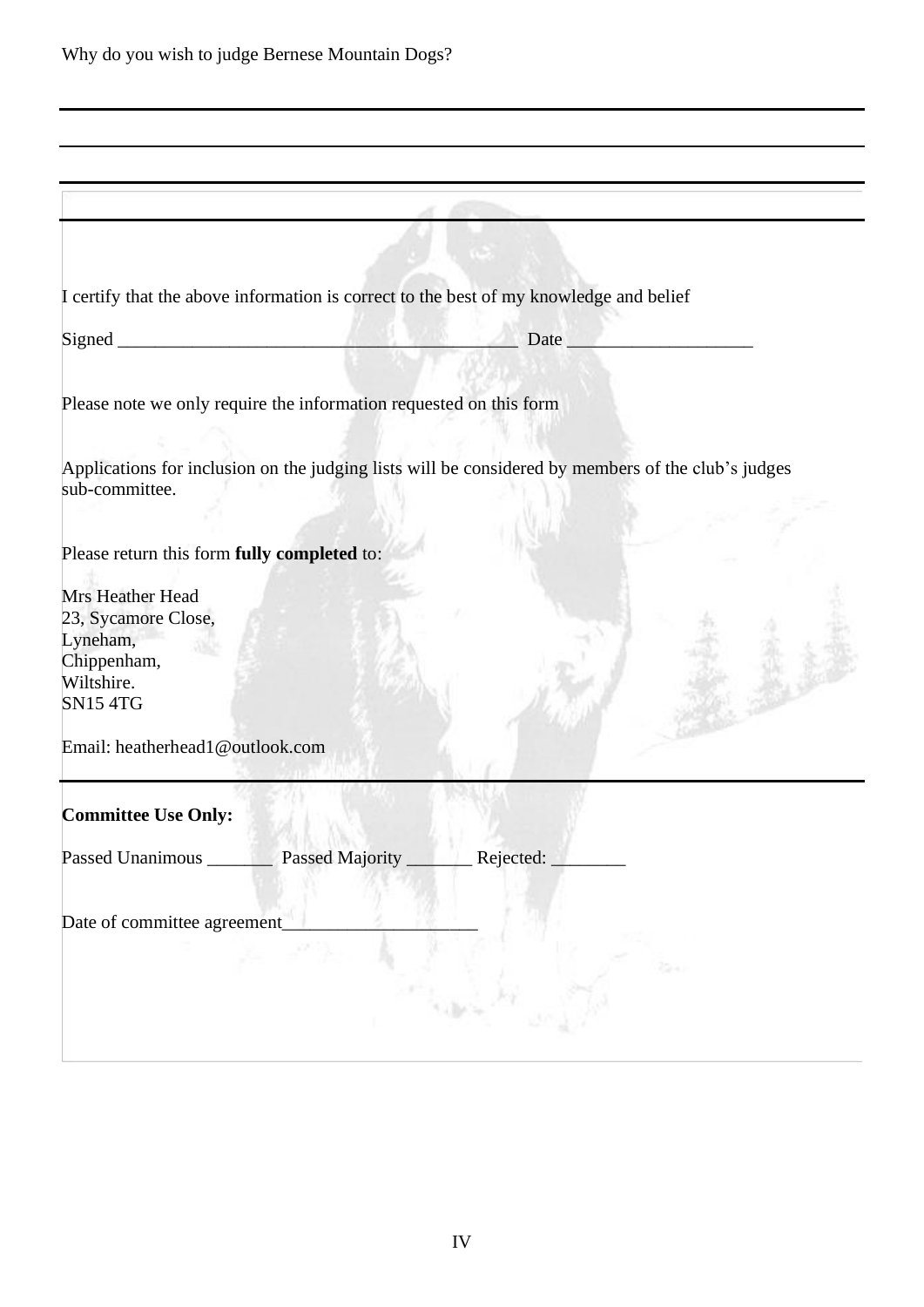Why do you wish to judge Bernese Mountain Dogs?

\_\_\_\_\_\_\_\_\_\_\_\_\_\_\_\_\_\_\_\_\_\_\_\_\_\_\_\_\_\_\_\_\_\_\_\_\_\_\_\_\_\_\_\_\_\_\_\_\_\_\_\_\_\_\_\_\_\_\_\_

\_\_\_\_\_\_\_\_\_\_\_\_\_\_\_\_\_\_\_\_\_\_\_\_\_\_\_\_\_\_\_\_\_\_\_\_\_\_\_\_\_\_\_\_\_\_\_\_\_\_\_\_\_\_\_\_\_\_\_\_

\_\_\_\_\_\_\_\_\_\_\_\_\_\_\_\_\_\_\_\_\_\_\_\_\_\_\_\_\_\_\_\_\_\_\_\_\_\_\_\_\_\_\_\_\_\_\_\_\_\_\_\_\_\_\_\_\_\_\_\_

\_\_\_\_\_\_\_\_\_\_\_\_\_\_\_\_\_\_\_\_\_\_\_\_\_\_\_\_\_\_\_\_\_\_\_\_\_\_\_\_\_\_\_\_\_\_\_\_\_\_\_\_\_\_\_\_\_\_\_\_

I certify that the above information is correct to the best of my knowledge and belief

Signed \_\_\_\_\_\_\_\_\_\_\_\_\_\_\_\_\_\_\_\_\_\_\_\_\_\_\_\_\_\_\_\_\_\_\_\_\_\_\_\_\_\_\_ Date \_\_\_\_\_\_\_\_\_\_\_\_\_\_\_\_\_\_\_\_

Please note we only require the information requested on this form

Applications for inclusion on the judging lists will be considered by members of the club's judges sub-committee.

Please return this form **fully completed** to:

Mrs Heather Head
23, Sycamore Close,
Lyneham,
Chippenham,
Wiltshire.
SN15 4TG

Email: heatherhead1@outlook.com

**Committee Use Only:**

Passed Unanimous \_\_\_\_\_\_\_ Passed Majority \_\_\_\_\_\_\_ Rejected: \_\_\_\_\_\_\_\_

Date of committee agreement\_\_\_\_\_\_\_\_\_\_\_\_\_\_\_\_\_\_\_\_\_